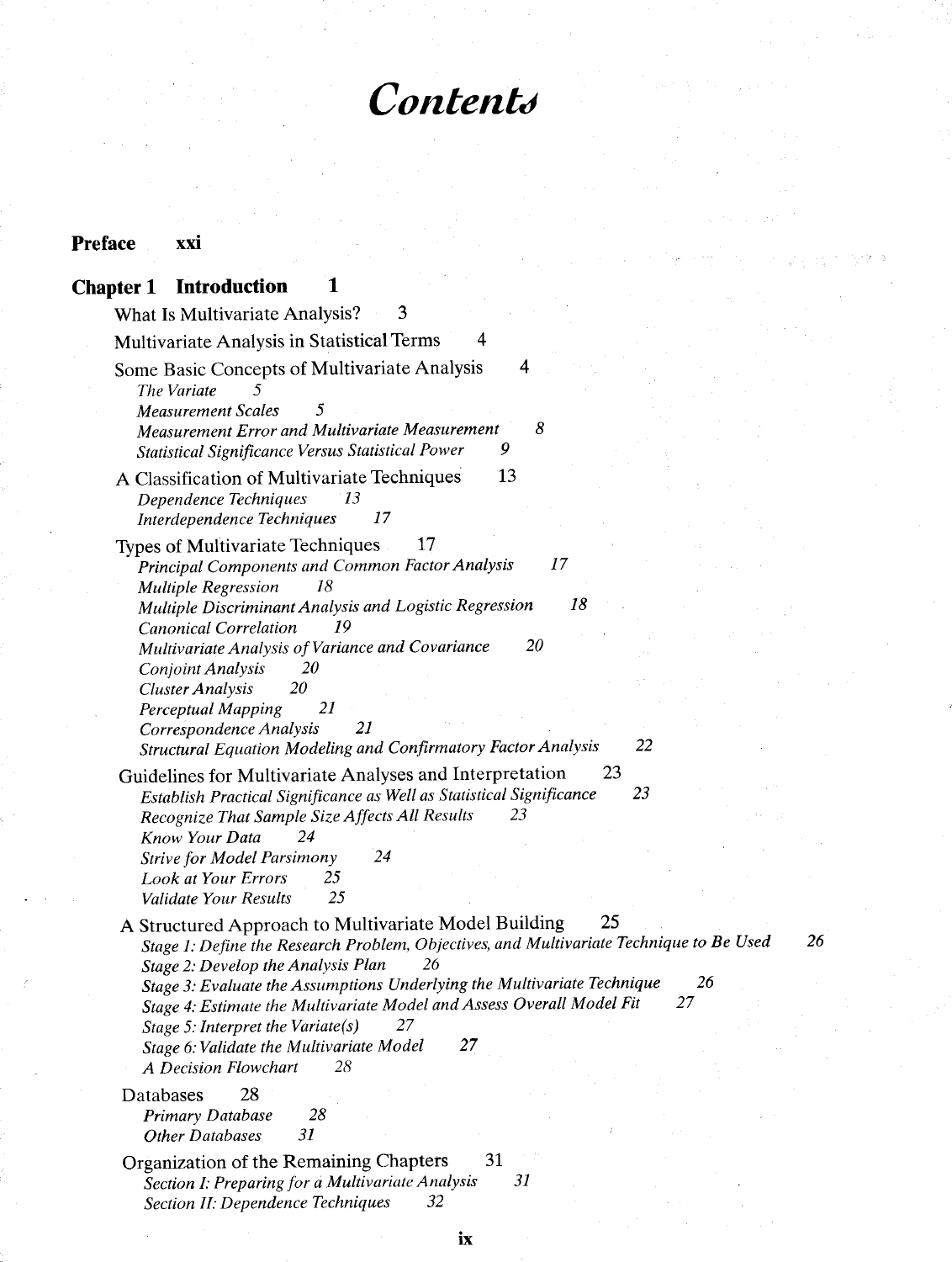# Contents

**Preface** xxi

## Chapter 1 Introduction 1

What Is Multivariate Analysis? 3

Multivariate Analysis in Statistical Terms 4

Some Basic Concepts of Multivariate Analysis 4

- *The Variate* 5
- *Measurement Scales* 5
- *Measurement Error and Multivariate Measurement* 8
- *Statistical Significance Versus Statistical Power* 9

A Classification of Multivariate Techniques 13

- *Dependence Techniques* 13
- *Interdependence Techniques* 17

Types of Multivariate Techniques 17

- *Principal Components and Common Factor Analysis* 17
- *Multiple Regression* 18
- *Multiple Discriminant Analysis and Logistic Regression* 18
- *Canonical Correlation* 19
- *Multivariate Analysis of Variance and Covariance* 20
- *Conjoint Analysis* 20
- *Cluster Analysis* 20
- *Perceptual Mapping* 21
- *Correspondence Analysis* 21
- *Structural Equation Modeling and Confirmatory Factor Analysis* 22

Guidelines for Multivariate Analyses and Interpretation 23

- *Establish Practical Significance as Well as Statistical Significance* 23
- *Recognize That Sample Size Affects All Results* 23
- *Know Your Data* 24
- *Strive for Model Parsimony* 24
- *Look at Your Errors* 25
- *Validate Your Results* 25

A Structured Approach to Multivariate Model Building 25

- *Stage 1: Define the Research Problem, Objectives, and Multivariate Technique to Be Used* 26
- *Stage 2: Develop the Analysis Plan* 26
- *Stage 3: Evaluate the Assumptions Underlying the Multivariate Technique* 26
- *Stage 4: Estimate the Multivariate Model and Assess Overall Model Fit* 27
- *Stage 5: Interpret the Variate(s)* 27
- *Stage 6: Validate the Multivariate Model* 27
- *A Decision Flowchart* 28

Databases 28

- *Primary Database* 28
- *Other Databases* 31

Organization of the Remaining Chapters 31

- *Section I: Preparing for a Multivariate Analysis* 31
- *Section II: Dependence Techniques* 32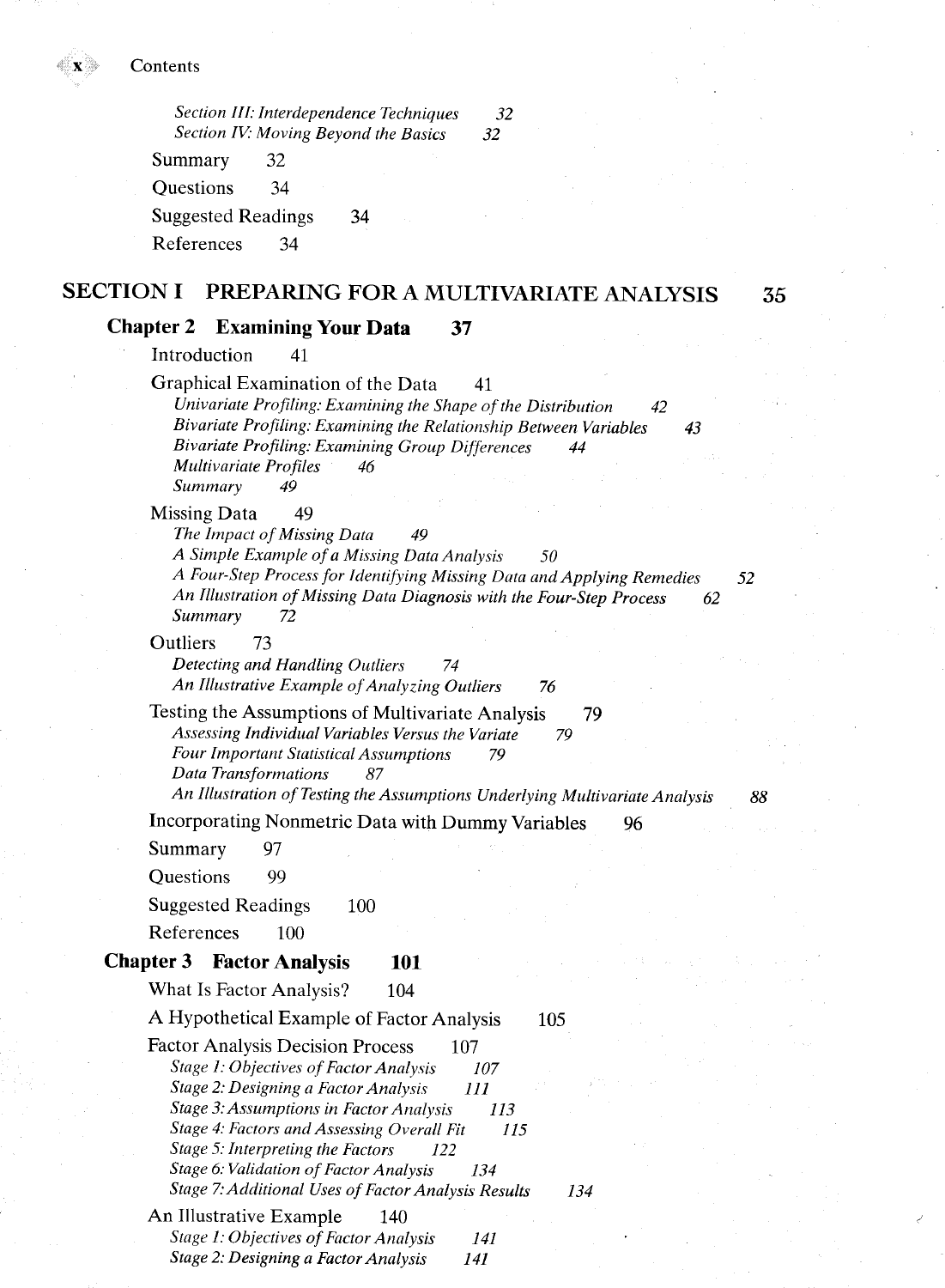*Section III: Interdependence Techniques* *32*
*Section IV: Moving Beyond the Basics* *32*

Summary 32

Questions 34

Suggested Readings 34

References 34

# SECTION I PREPARING FOR A MULTIVARIATE ANALYSIS 35

## Chapter 2 Examining Your Data 37

Introduction 41

Graphical Examination of the Data 41
*Univariate Profiling: Examining the Shape of the Distribution* *42*
*Bivariate Profiling: Examining the Relationship Between Variables* *43*
*Bivariate Profiling: Examining Group Differences* *44*
*Multivariate Profiles* *46*
*Summary* *49*

Missing Data 49
*The Impact of Missing Data* *49*
*A Simple Example of a Missing Data Analysis* *50*
*A Four-Step Process for Identifying Missing Data and Applying Remedies* *52*
*An Illustration of Missing Data Diagnosis with the Four-Step Process* *62*
*Summary* *72*

Outliers 73
*Detecting and Handling Outliers* *74*
*An Illustrative Example of Analyzing Outliers* *76*

Testing the Assumptions of Multivariate Analysis 79
*Assessing Individual Variables Versus the Variate* *79*
*Four Important Statistical Assumptions* *79*
*Data Transformations* *87*
*An Illustration of Testing the Assumptions Underlying Multivariate Analysis* *88*

Incorporating Nonmetric Data with Dummy Variables 96

Summary 97

Questions 99

Suggested Readings 100

References 100

## Chapter 3 Factor Analysis 101

What Is Factor Analysis? 104

A Hypothetical Example of Factor Analysis 105

Factor Analysis Decision Process 107
*Stage 1: Objectives of Factor Analysis* *107*
*Stage 2: Designing a Factor Analysis* *111*
*Stage 3: Assumptions in Factor Analysis* *113*
*Stage 4: Factors and Assessing Overall Fit* *115*
*Stage 5: Interpreting the Factors* *122*
*Stage 6: Validation of Factor Analysis* *134*
*Stage 7: Additional Uses of Factor Analysis Results* *134*

An Illustrative Example 140
*Stage 1: Objectives of Factor Analysis* *141*
*Stage 2: Designing a Factor Analysis* *141*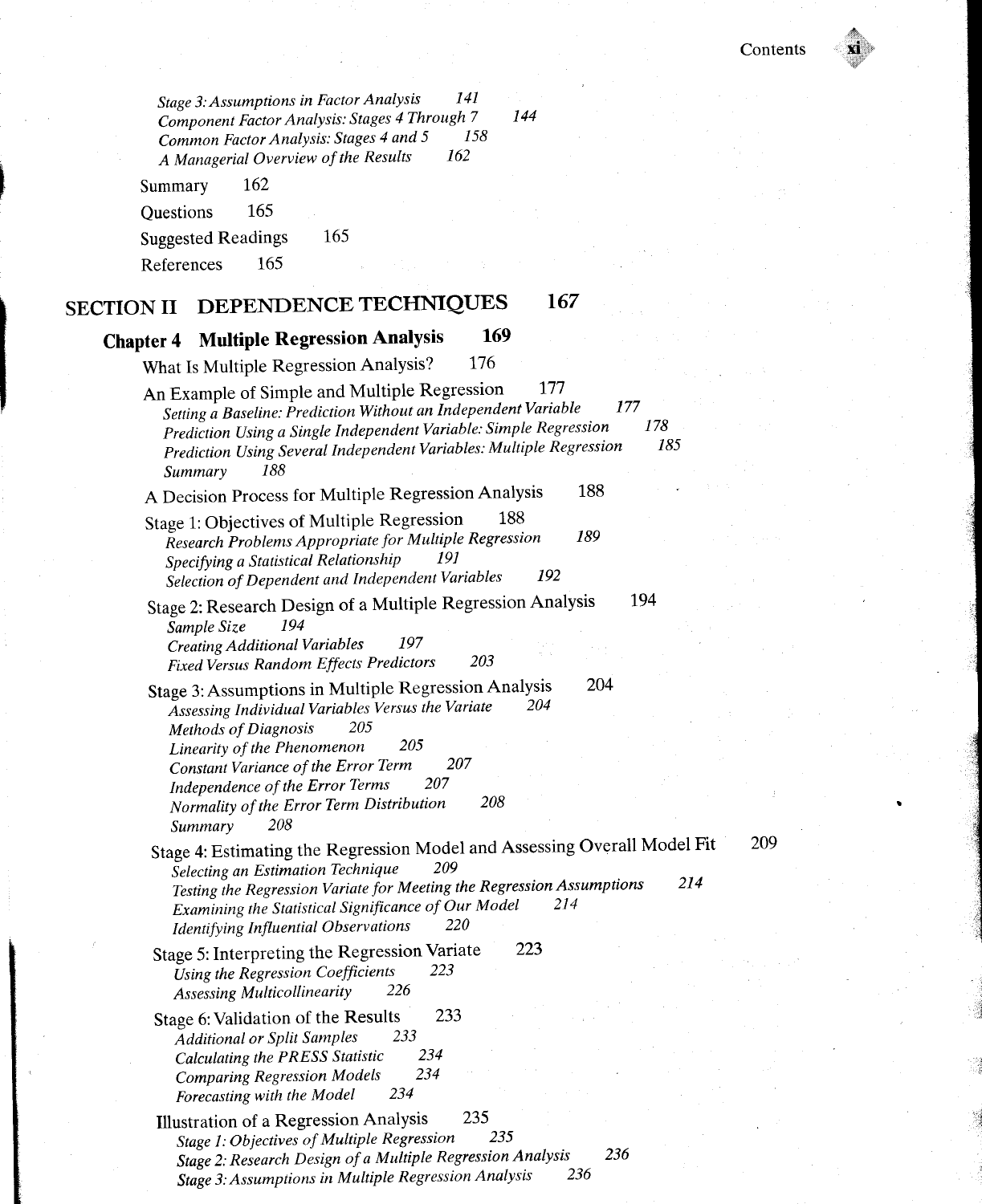*Stage 3: Assumptions in Factor Analysis* *141*
*Component Factor Analysis: Stages 4 Through 7* *144*
*Common Factor Analysis: Stages 4 and 5* *158*
*A Managerial Overview of the Results* *162*

Summary 162

Questions 165

Suggested Readings 165

References 165

## SECTION II DEPENDENCE TECHNIQUES 167

### Chapter 4 Multiple Regression Analysis 169

What Is Multiple Regression Analysis? 176

An Example of Simple and Multiple Regression 177
*Setting a Baseline: Prediction Without an Independent Variable* *177*
*Prediction Using a Single Independent Variable: Simple Regression* *178*
*Prediction Using Several Independent Variables: Multiple Regression* *185*
*Summary* *188*

A Decision Process for Multiple Regression Analysis 188

Stage 1: Objectives of Multiple Regression 188
*Research Problems Appropriate for Multiple Regression* *189*
*Specifying a Statistical Relationship* *191*
*Selection of Dependent and Independent Variables* *192*

Stage 2: Research Design of a Multiple Regression Analysis 194
*Sample Size* *194*
*Creating Additional Variables* *197*
*Fixed Versus Random Effects Predictors* *203*

Stage 3: Assumptions in Multiple Regression Analysis 204
*Assessing Individual Variables Versus the Variate* *204*
*Methods of Diagnosis* *205*
*Linearity of the Phenomenon* *205*
*Constant Variance of the Error Term* *207*
*Independence of the Error Terms* *207*
*Normality of the Error Term Distribution* *208*
*Summary* *208*

Stage 4: Estimating the Regression Model and Assessing Overall Model Fit 209
*Selecting an Estimation Technique* *209*
*Testing the Regression Variate for Meeting the Regression Assumptions* *214*
*Examining the Statistical Significance of Our Model* *214*
*Identifying Influential Observations* *220*

Stage 5: Interpreting the Regression Variate 223
*Using the Regression Coefficients* *223*
*Assessing Multicollinearity* *226*

Stage 6: Validation of the Results 233
*Additional or Split Samples* *233*
*Calculating the PRESS Statistic* *234*
*Comparing Regression Models* *234*
*Forecasting with the Model* *234*

Illustration of a Regression Analysis 235
*Stage 1: Objectives of Multiple Regression* *235*
*Stage 2: Research Design of a Multiple Regression Analysis* *236*
*Stage 3: Assumptions in Multiple Regression Analysis* *236*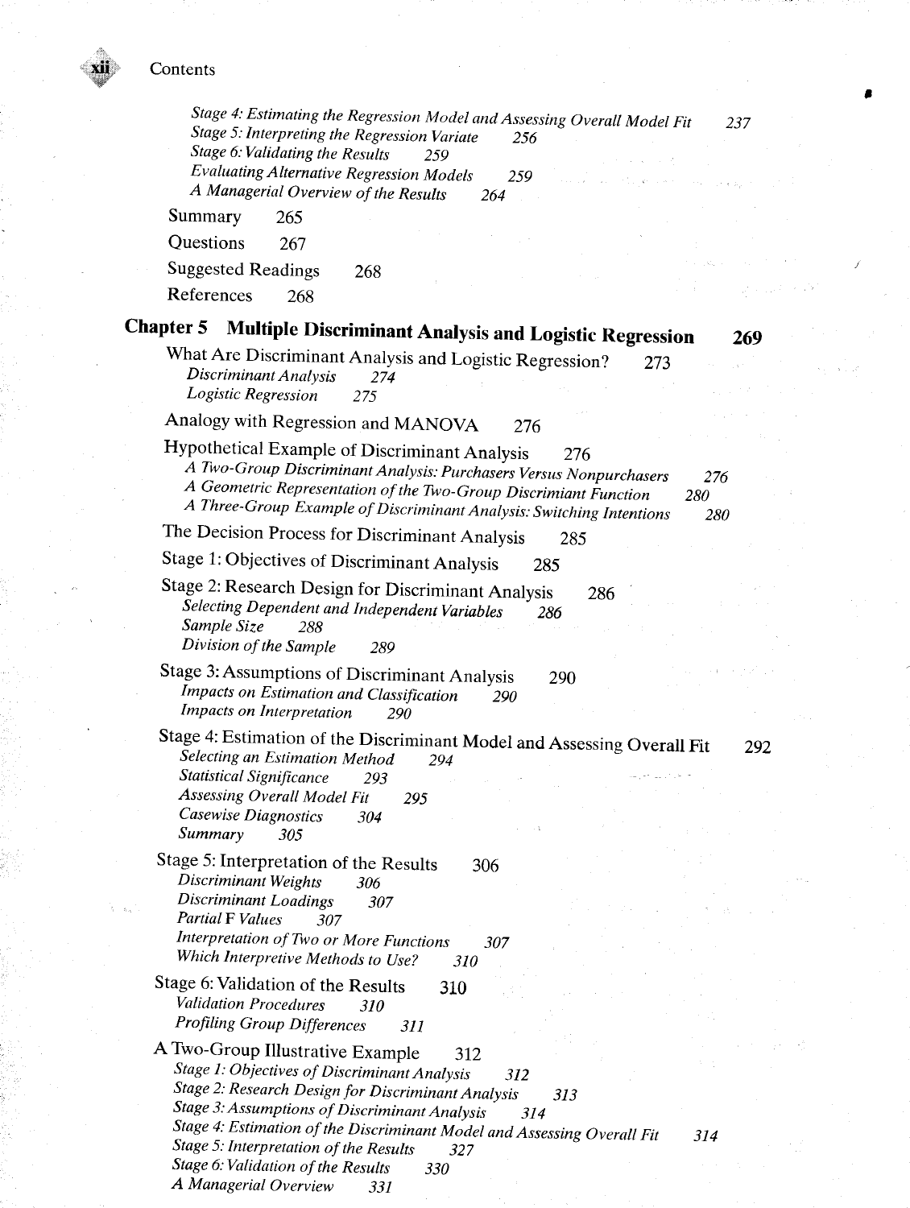*Stage 4: Estimating the Regression Model and Assessing Overall Model Fit* 237
*Stage 5: Interpreting the Regression Variate* 256
*Stage 6: Validating the Results* 259
*Evaluating Alternative Regression Models* 259
*A Managerial Overview of the Results* 264

Summary 265

Questions 267

Suggested Readings 268

References 268

## Chapter 5 Multiple Discriminant Analysis and Logistic Regression 269

What Are Discriminant Analysis and Logistic Regression? 273
*Discriminant Analysis* 274
*Logistic Regression* 275

Analogy with Regression and MANOVA 276

Hypothetical Example of Discriminant Analysis 276
*A Two-Group Discriminant Analysis: Purchasers Versus Nonpurchasers* 276
*A Geometric Representation of the Two-Group Discriminant Function* 280
*A Three-Group Example of Discriminant Analysis: Switching Intentions* 280

The Decision Process for Discriminant Analysis 285

Stage 1: Objectives of Discriminant Analysis 285

Stage 2: Research Design for Discriminant Analysis 286
*Selecting Dependent and Independent Variables* 286
*Sample Size* 288
*Division of the Sample* 289

Stage 3: Assumptions of Discriminant Analysis 290
*Impacts on Estimation and Classification* 290
*Impacts on Interpretation* 290

Stage 4: Estimation of the Discriminant Model and Assessing Overall Fit 292
*Selecting an Estimation Method* 294
*Statistical Significance* 293
*Assessing Overall Model Fit* 295
*Casewise Diagnostics* 304
*Summary* 305

Stage 5: Interpretation of the Results 306
*Discriminant Weights* 306
*Discriminant Loadings* 307
*Partial* F *Values* 307
*Interpretation of Two or More Functions* 307
*Which Interpretive Methods to Use?* 310

Stage 6: Validation of the Results 310
*Validation Procedures* 310
*Profiling Group Differences* 311

A Two-Group Illustrative Example 312
*Stage 1: Objectives of Discriminant Analysis* 312
*Stage 2: Research Design for Discriminant Analysis* 313
*Stage 3: Assumptions of Discriminant Analysis* 314
*Stage 4: Estimation of the Discriminant Model and Assessing Overall Fit* 314
*Stage 5: Interpretation of the Results* 327
*Stage 6: Validation of the Results* 330
*A Managerial Overview* 331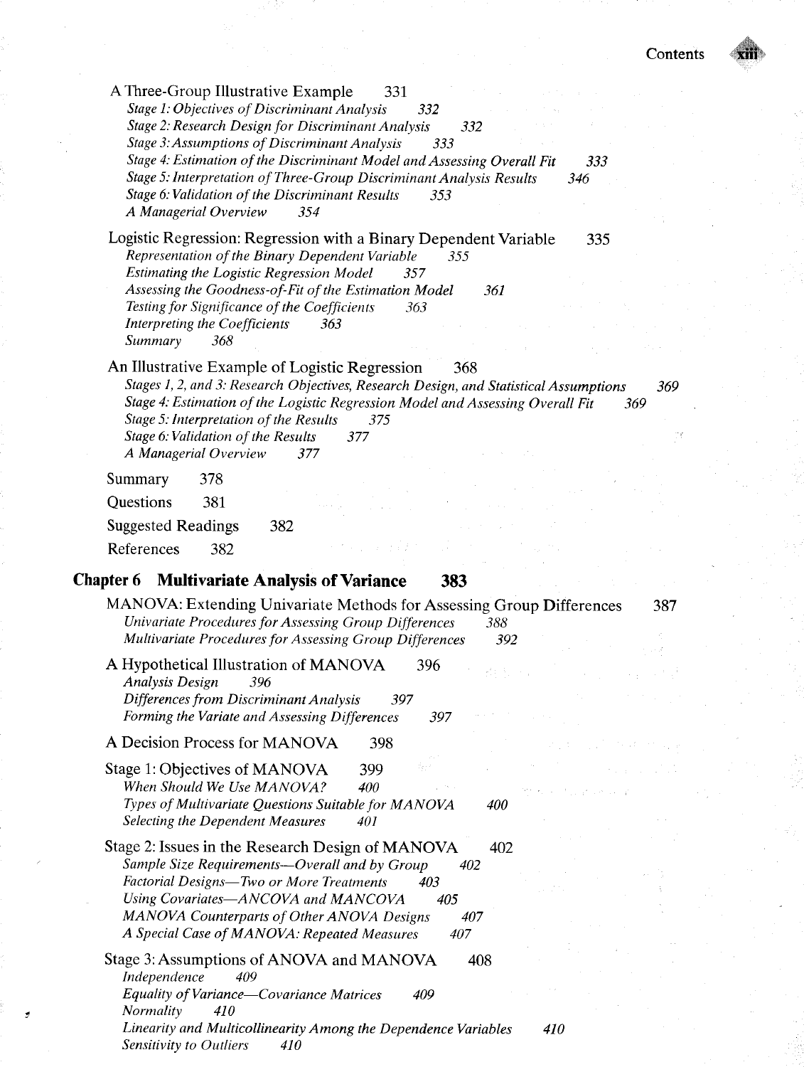A Three-Group Illustrative Example 331

*Stage 1: Objectives of Discriminant Analysis 332*

*Stage 2: Research Design for Discriminant Analysis 332*

*Stage 3: Assumptions of Discriminant Analysis 333*

*Stage 4: Estimation of the Discriminant Model and Assessing Overall Fit 333*

*Stage 5: Interpretation of Three-Group Discriminant Analysis Results 346*

*Stage 6: Validation of the Discriminant Results 353*

*A Managerial Overview 354*

Logistic Regression: Regression with a Binary Dependent Variable 335

*Representation of the Binary Dependent Variable 355*

*Estimating the Logistic Regression Model 357*

*Assessing the Goodness-of-Fit of the Estimation Model 361*

*Testing for Significance of the Coefficients 363*

*Interpreting the Coefficients 363*

*Summary 368*

An Illustrative Example of Logistic Regression 368

*Stages 1, 2, and 3: Research Objectives, Research Design, and Statistical Assumptions 369*

*Stage 4: Estimation of the Logistic Regression Model and Assessing Overall Fit 369*

*Stage 5: Interpretation of the Results 375*

*Stage 6: Validation of the Results 377*

*A Managerial Overview 377*

Summary 378

Questions 381

Suggested Readings 382

References 382

## Chapter 6 Multivariate Analysis of Variance 383

MANOVA: Extending Univariate Methods for Assessing Group Differences 387

*Univariate Procedures for Assessing Group Differences 388*

*Multivariate Procedures for Assessing Group Differences 392*

A Hypothetical Illustration of MANOVA 396

*Analysis Design 396*

*Differences from Discriminant Analysis 397*

*Forming the Variate and Assessing Differences 397*

A Decision Process for MANOVA 398

Stage 1: Objectives of MANOVA 399

*When Should We Use MANOVA? 400*

*Types of Multivariate Questions Suitable for MANOVA 400*

*Selecting the Dependent Measures 401*

Stage 2: Issues in the Research Design of MANOVA 402

*Sample Size Requirements—Overall and by Group 402*

*Factorial Designs—Two or More Treatments 403*

*Using Covariates—ANCOVA and MANCOVA 405*

*MANOVA Counterparts of Other ANOVA Designs 407*

*A Special Case of MANOVA: Repeated Measures 407*

Stage 3: Assumptions of ANOVA and MANOVA 408

*Independence 409*

*Equality of Variance—Covariance Matrices 409*

*Normality 410*

*Linearity and Multicollinearity Among the Dependence Variables 410*

*Sensitivity to Outliers 410*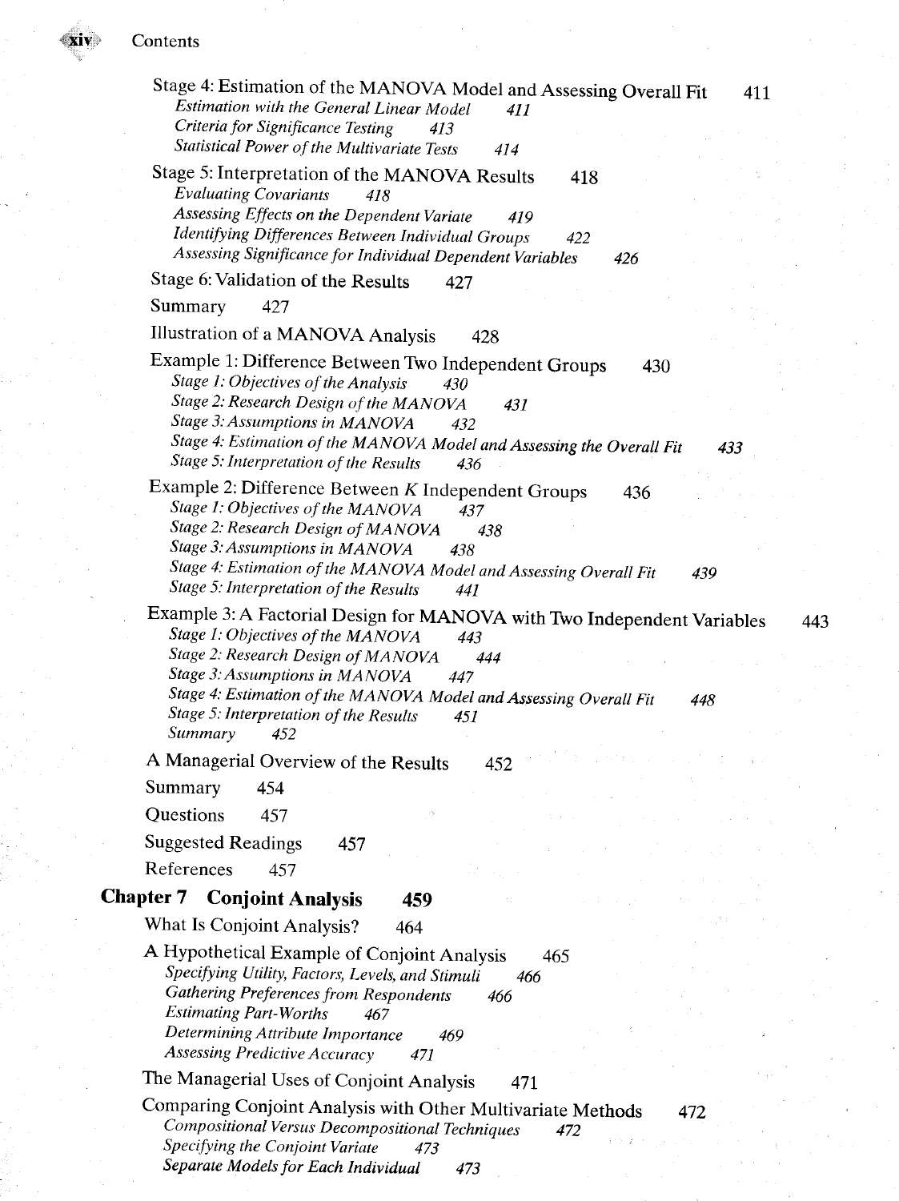Stage 4: Estimation of the MANOVA Model and Assessing Overall Fit 411
*Estimation with the General Linear Model 411*
*Criteria for Significance Testing 413*
*Statistical Power of the Multivariate Tests 414*

Stage 5: Interpretation of the MANOVA Results 418
*Evaluating Covariants 418*
*Assessing Effects on the Dependent Variate 419*
*Identifying Differences Between Individual Groups 422*
*Assessing Significance for Individual Dependent Variables 426*

Stage 6: Validation of the Results 427

Summary 427

Illustration of a MANOVA Analysis 428

Example 1: Difference Between Two Independent Groups 430
*Stage 1: Objectives of the Analysis 430*
*Stage 2: Research Design of the MANOVA 431*
*Stage 3: Assumptions in MANOVA 432*
*Stage 4: Estimation of the MANOVA Model and Assessing the Overall Fit 433*
*Stage 5: Interpretation of the Results 436*

Example 2: Difference Between *K* Independent Groups 436
*Stage 1: Objectives of the MANOVA 437*
*Stage 2: Research Design of MANOVA 438*
*Stage 3: Assumptions in MANOVA 438*
*Stage 4: Estimation of the MANOVA Model and Assessing Overall Fit 439*
*Stage 5: Interpretation of the Results 441*

Example 3: A Factorial Design for MANOVA with Two Independent Variables 443
*Stage 1: Objectives of the MANOVA 443*
*Stage 2: Research Design of MANOVA 444*
*Stage 3: Assumptions in MANOVA 447*
*Stage 4: Estimation of the MANOVA Model and Assessing Overall Fit 448*
*Stage 5: Interpretation of the Results 451*
*Summary 452*

A Managerial Overview of the Results 452

Summary 454

Questions 457

Suggested Readings 457

References 457

## Chapter 7 Conjoint Analysis 459

What Is Conjoint Analysis? 464

A Hypothetical Example of Conjoint Analysis 465
*Specifying Utility, Factors, Levels, and Stimuli 466*
*Gathering Preferences from Respondents 466*
*Estimating Part-Worths 467*
*Determining Attribute Importance 469*
*Assessing Predictive Accuracy 471*

The Managerial Uses of Conjoint Analysis 471

Comparing Conjoint Analysis with Other Multivariate Methods 472
*Compositional Versus Decompositional Techniques 472*
*Specifying the Conjoint Variate 473*
*Separate Models for Each Individual 473*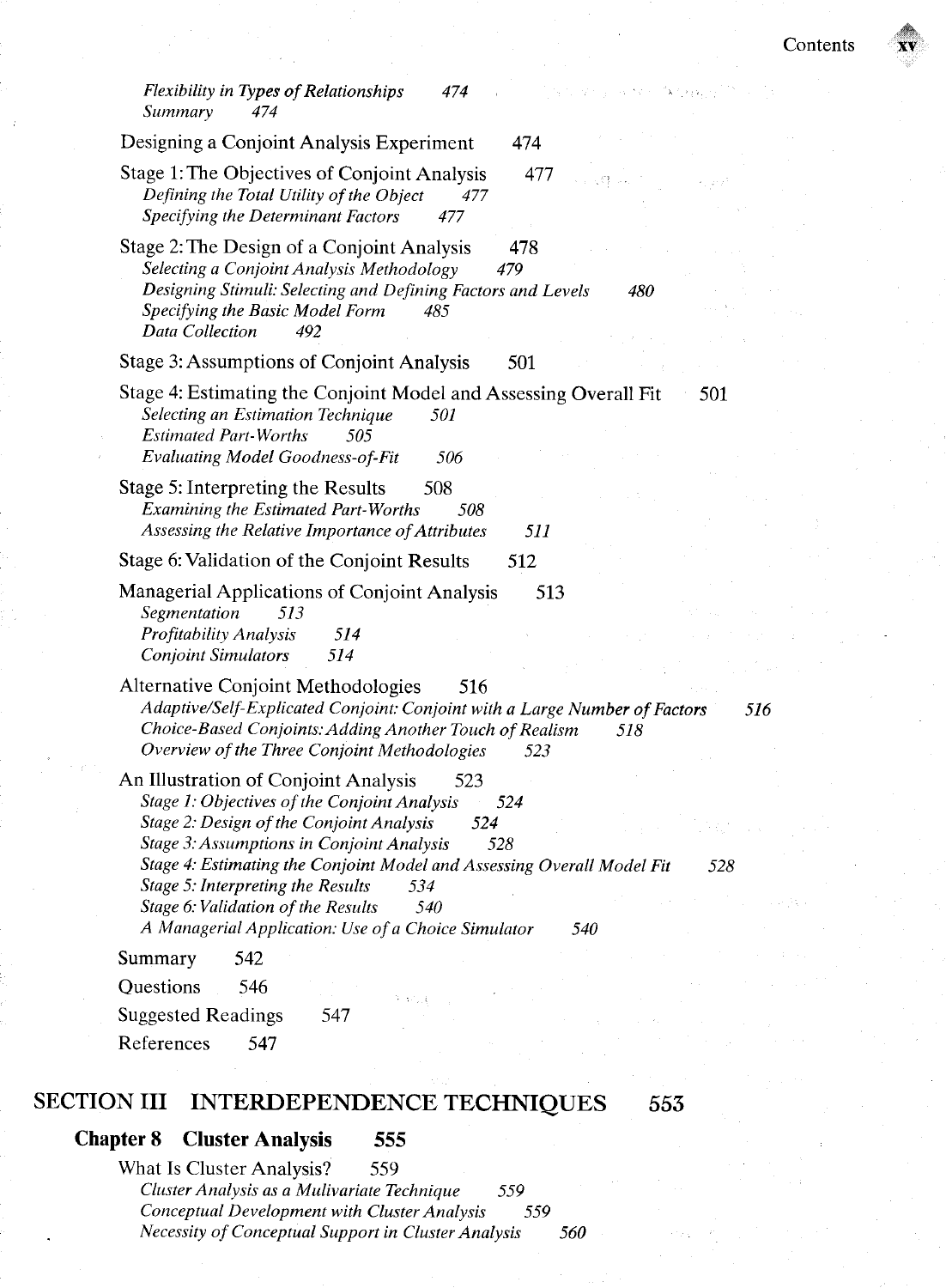*Flexibility in Types of Relationships* 474
*Summary* 474

Designing a Conjoint Analysis Experiment 474

Stage 1: The Objectives of Conjoint Analysis 477
*Defining the Total Utility of the Object* 477
*Specifying the Determinant Factors* 477

Stage 2: The Design of a Conjoint Analysis 478
*Selecting a Conjoint Analysis Methodology* 479
*Designing Stimuli: Selecting and Defining Factors and Levels* 480
*Specifying the Basic Model Form* 485
*Data Collection* 492

Stage 3: Assumptions of Conjoint Analysis 501

Stage 4: Estimating the Conjoint Model and Assessing Overall Fit 501
*Selecting an Estimation Technique* 501
*Estimated Part-Worths* 505
*Evaluating Model Goodness-of-Fit* 506

Stage 5: Interpreting the Results 508
*Examining the Estimated Part-Worths* 508
*Assessing the Relative Importance of Attributes* 511

Stage 6: Validation of the Conjoint Results 512

Managerial Applications of Conjoint Analysis 513
*Segmentation* 513
*Profitability Analysis* 514
*Conjoint Simulators* 514

Alternative Conjoint Methodologies 516
*Adaptive/Self-Explicated Conjoint: Conjoint with a Large Number of Factors* 516
*Choice-Based Conjoints: Adding Another Touch of Realism* 518
*Overview of the Three Conjoint Methodologies* 523

An Illustration of Conjoint Analysis 523
*Stage 1: Objectives of the Conjoint Analysis* 524
*Stage 2: Design of the Conjoint Analysis* 524
*Stage 3: Assumptions in Conjoint Analysis* 528
*Stage 4: Estimating the Conjoint Model and Assessing Overall Model Fit* 528
*Stage 5: Interpreting the Results* 534
*Stage 6: Validation of the Results* 540
*A Managerial Application: Use of a Choice Simulator* 540

Summary 542

Questions 546

Suggested Readings 547

References 547

# SECTION III INTERDEPENDENCE TECHNIQUES 553

## Chapter 8 Cluster Analysis 555

What Is Cluster Analysis? 559
*Cluster Analysis as a Mulivariate Technique* 559
*Conceptual Development with Cluster Analysis* 559
*Necessity of Conceptual Support in Cluster Analysis* 560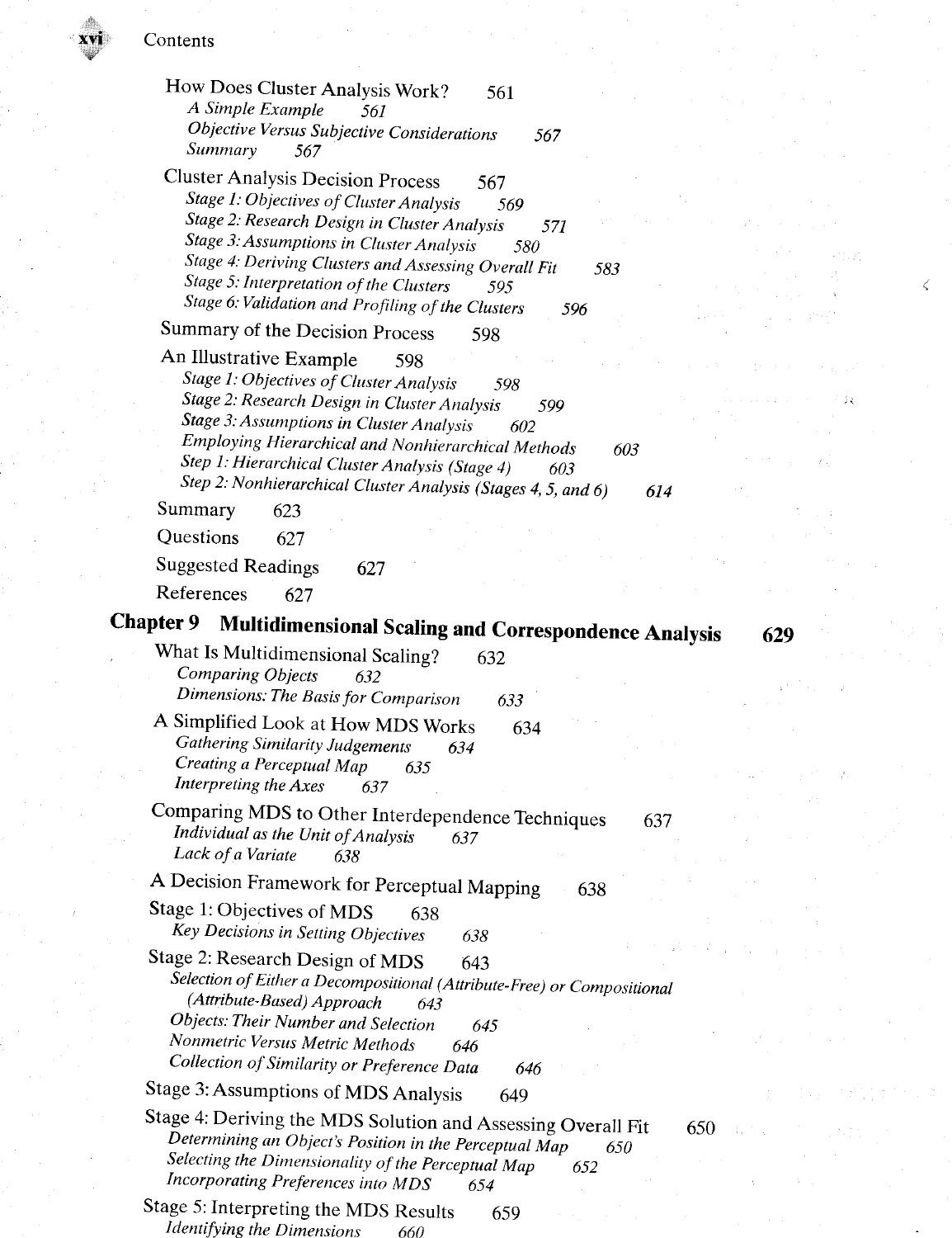How Does Cluster Analysis Work? 561

*A Simple Example* 561

*Objective Versus Subjective Considerations* 567

*Summary* 567

Cluster Analysis Decision Process 567

*Stage 1: Objectives of Cluster Analysis* 569

*Stage 2: Research Design in Cluster Analysis* 571

*Stage 3: Assumptions in Cluster Analysis* 580

*Stage 4: Deriving Clusters and Assessing Overall Fit* 583

*Stage 5: Interpretation of the Clusters* 595

*Stage 6: Validation and Profiling of the Clusters* 596

Summary of the Decision Process 598

An Illustrative Example 598

*Stage 1: Objectives of Cluster Analysis* 598

*Stage 2: Research Design in Cluster Analysis* 599

*Stage 3: Assumptions in Cluster Analysis* 602

*Employing Hierarchical and Nonhierarchical Methods* 603

*Step 1: Hierarchical Cluster Analysis (Stage 4)* 603

*Step 2: Nonhierarchical Cluster Analysis (Stages 4, 5, and 6)* 614

Summary 623

Questions 627

Suggested Readings 627

References 627

## Chapter 9 Multidimensional Scaling and Correspondence Analysis 629

What Is Multidimensional Scaling? 632

*Comparing Objects* 632

*Dimensions: The Basis for Comparison* 633

A Simplified Look at How MDS Works 634

*Gathering Similarity Judgements* 634

*Creating a Perceptual Map* 635

*Interpreting the Axes* 637

Comparing MDS to Other Interdependence Techniques 637

*Individual as the Unit of Analysis* 637

*Lack of a Variate* 638

A Decision Framework for Perceptual Mapping 638

Stage 1: Objectives of MDS 638

*Key Decisions in Setting Objectives* 638

Stage 2: Research Design of MDS 643

*Selection of Either a Decompositional (Attribute-Free) or Compositional (Attribute-Based) Approach* 643

*Objects: Their Number and Selection* 645

*Nonmetric Versus Metric Methods* 646

*Collection of Similarity or Preference Data* 646

Stage 3: Assumptions of MDS Analysis 649

Stage 4: Deriving the MDS Solution and Assessing Overall Fit 650

*Determining an Object's Position in the Perceptual Map* 650

*Selecting the Dimensionality of the Perceptual Map* 652

*Incorporating Preferences into MDS* 654

Stage 5: Interpreting the MDS Results 659

*Identifying the Dimensions* 660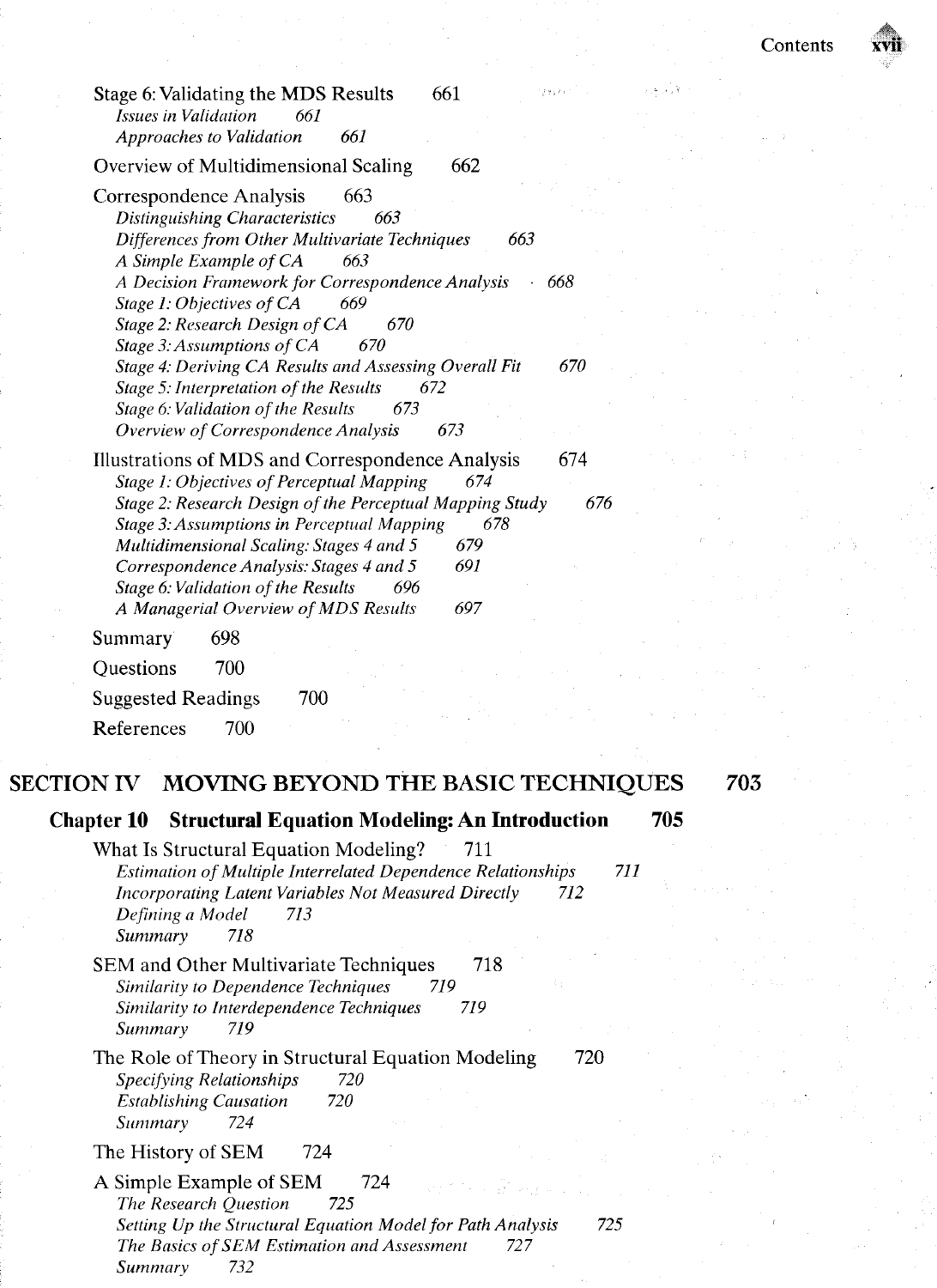Stage 6: Validating the MDS Results 661

*Issues in Validation 661*

*Approaches to Validation 661*

Overview of Multidimensional Scaling 662

Correspondence Analysis 663

*Distinguishing Characteristics 663*

*Differences from Other Multivariate Techniques 663*

*A Simple Example of CA 663*

*A Decision Framework for Correspondence Analysis 668*

*Stage 1: Objectives of CA 669*

*Stage 2: Research Design of CA 670*

*Stage 3: Assumptions of CA 670*

*Stage 4: Deriving CA Results and Assessing Overall Fit 670*

*Stage 5: Interpretation of the Results 672*

*Stage 6: Validation of the Results 673*

*Overview of Correspondence Analysis 673*

Illustrations of MDS and Correspondence Analysis 674

*Stage 1: Objectives of Perceptual Mapping 674*

*Stage 2: Research Design of the Perceptual Mapping Study 676*

*Stage 3: Assumptions in Perceptual Mapping 678*

*Multidimensional Scaling: Stages 4 and 5 679*

*Correspondence Analysis: Stages 4 and 5 691*

*Stage 6: Validation of the Results 696*

*A Managerial Overview of MDS Results 697*

Summary 698

Questions 700

Suggested Readings 700

References 700

# SECTION IV MOVING BEYOND THE BASIC TECHNIQUES 703

## Chapter 10 Structural Equation Modeling: An Introduction 705

What Is Structural Equation Modeling? 711

*Estimation of Multiple Interrelated Dependence Relationships 711*

*Incorporating Latent Variables Not Measured Directly 712*

*Defining a Model 713*

*Summary 718*

SEM and Other Multivariate Techniques 718

*Similarity to Dependence Techniques 719*

*Similarity to Interdependence Techniques 719*

*Summary 719*

The Role of Theory in Structural Equation Modeling 720

*Specifying Relationships 720*

*Establishing Causation 720*

*Summary 724*

The History of SEM 724

A Simple Example of SEM 724

*The Research Question 725*

*Setting Up the Structural Equation Model for Path Analysis 725*

*The Basics of SEM Estimation and Assessment 727*

*Summary 732*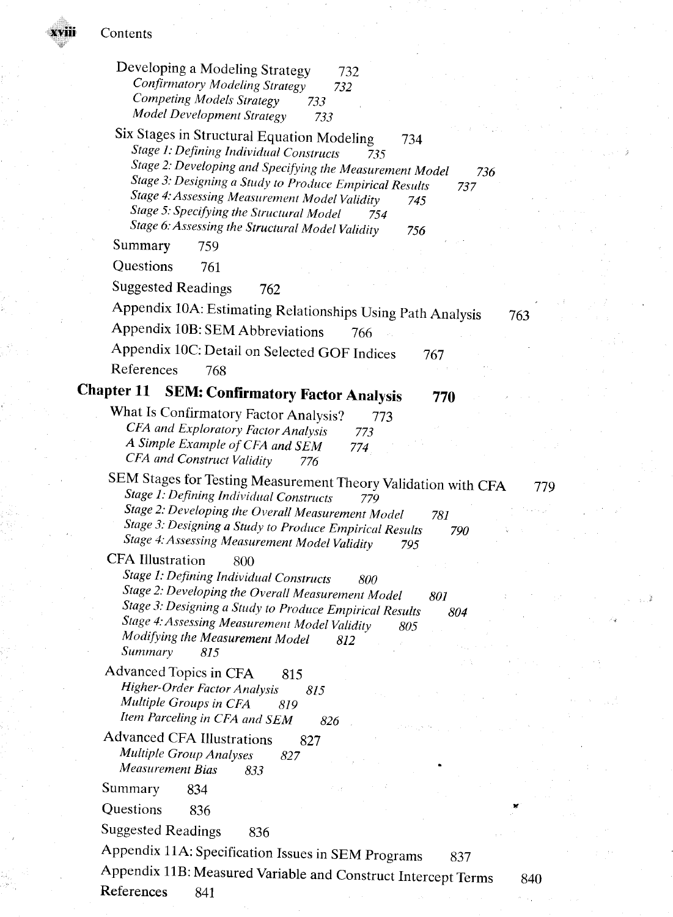Developing a Modeling Strategy 732

*Confirmatory Modeling Strategy 732*

*Competing Models Strategy 733*

*Model Development Strategy 733*

Six Stages in Structural Equation Modeling 734

*Stage 1: Defining Individual Constructs 735*

*Stage 2: Developing and Specifying the Measurement Model 736*

*Stage 3: Designing a Study to Produce Empirical Results 737*

*Stage 4: Assessing Measurement Model Validity 745*

*Stage 5: Specifying the Structural Model 754*

*Stage 6: Assessing the Structural Model Validity 756*

Summary 759

Questions 761

Suggested Readings 762

Appendix 10A: Estimating Relationships Using Path Analysis 763

Appendix 10B: SEM Abbreviations 766

Appendix 10C: Detail on Selected GOF Indices 767

References 768

## Chapter 11 SEM: Confirmatory Factor Analysis 770

What Is Confirmatory Factor Analysis? 773

*CFA and Exploratory Factor Analysis 773*

*A Simple Example of CFA and SEM 774*

*CFA and Construct Validity 776*

SEM Stages for Testing Measurement Theory Validation with CFA 779

*Stage 1: Defining Individual Constructs 779*

*Stage 2: Developing the Overall Measurement Model 781*

*Stage 3: Designing a Study to Produce Empirical Results 790*

*Stage 4: Assessing Measurement Model Validity 795*

CFA Illustration 800

*Stage 1: Defining Individual Constructs 800*

*Stage 2: Developing the Overall Measurement Model 801*

*Stage 3: Designing a Study to Produce Empirical Results 804*

*Stage 4: Assessing Measurement Model Validity 805*

*Modifying the Measurement Model 812*

*Summary 815*

Advanced Topics in CFA 815

*Higher-Order Factor Analysis 815*

*Multiple Groups in CFA 819*

*Item Parceling in CFA and SEM 826*

Advanced CFA Illustrations 827

*Multiple Group Analyses 827*

*Measurement Bias 833*

Summary 834

Questions 836

Suggested Readings 836

Appendix 11A: Specification Issues in SEM Programs 837

Appendix 11B: Measured Variable and Construct Intercept Terms 840

References 841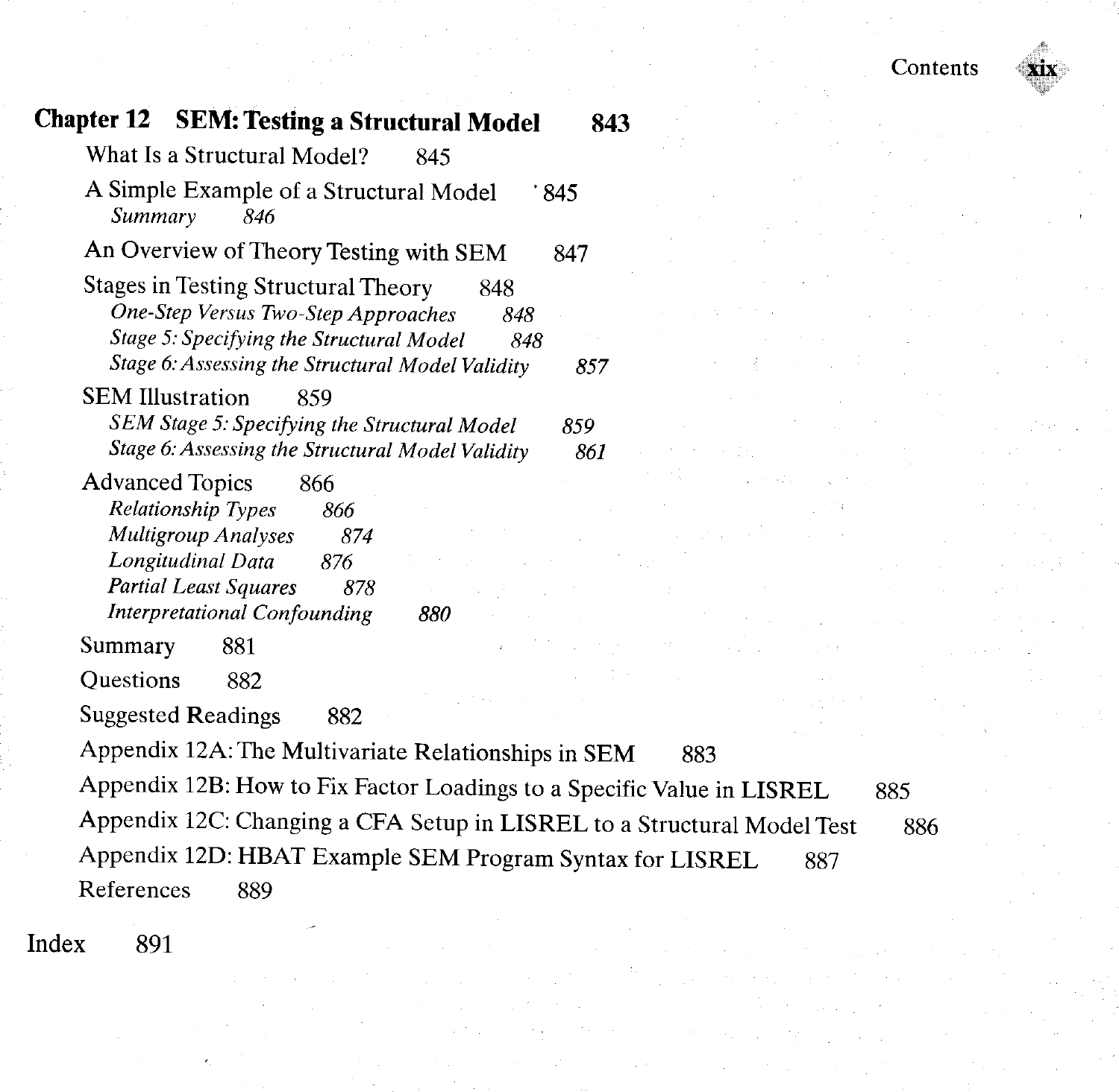## Chapter 12 SEM: Testing a Structural Model 843

What Is a Structural Model? 845

A Simple Example of a Structural Model 845

*Summary 846*

An Overview of Theory Testing with SEM 847

Stages in Testing Structural Theory 848

*One-Step Versus Two-Step Approaches 848*

*Stage 5: Specifying the Structural Model 848*

*Stage 6: Assessing the Structural Model Validity 857*

SEM Illustration 859

*SEM Stage 5: Specifying the Structural Model 859*

*Stage 6: Assessing the Structural Model Validity 861*

Advanced Topics 866

*Relationship Types 866*

*Multigroup Analyses 874*

*Longitudinal Data 876*

*Partial Least Squares 878*

*Interpretational Confounding 880*

Summary 881

Questions 882

Suggested Readings 882

Appendix 12A: The Multivariate Relationships in SEM 883

Appendix 12B: How to Fix Factor Loadings to a Specific Value in LISREL 885

Appendix 12C: Changing a CFA Setup in LISREL to a Structural Model Test 886

Appendix 12D: HBAT Example SEM Program Syntax for LISREL 887

References 889

Index 891